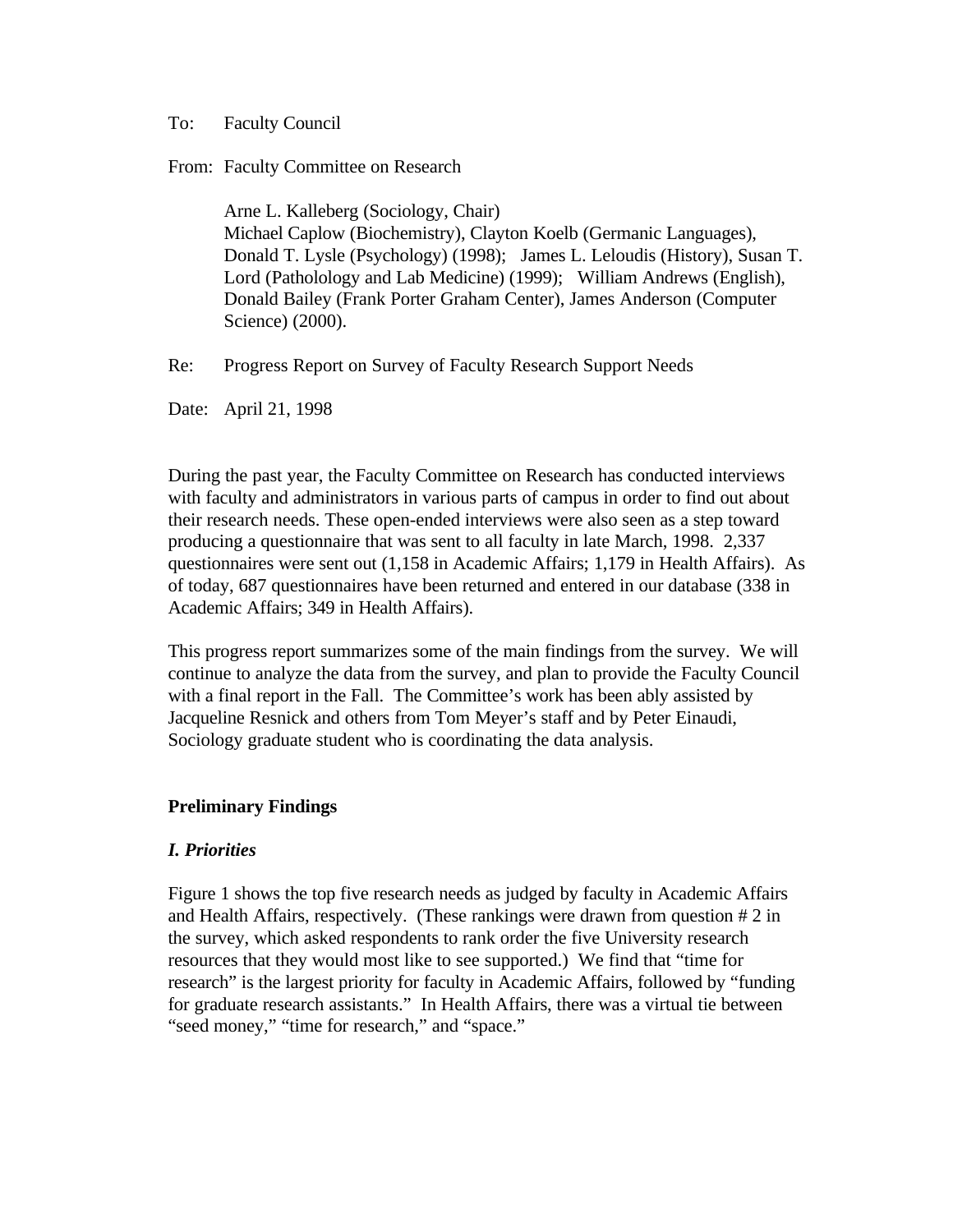To: Faculty Council

From: Faculty Committee on Research

Arne L. Kalleberg (Sociology, Chair)
Michael Caplow (Biochemistry), Clayton Koelb (Germanic Languages), Donald T. Lysle (Psychology) (1998); James L. Leloudis (History), Susan T. Lord (Patholology and Lab Medicine) (1999); William Andrews (English), Donald Bailey (Frank Porter Graham Center), James Anderson (Computer Science) (2000).

Re: Progress Report on Survey of Faculty Research Support Needs

Date: April 21, 1998

During the past year, the Faculty Committee on Research has conducted interviews with faculty and administrators in various parts of campus in order to find out about their research needs. These open-ended interviews were also seen as a step toward producing a questionnaire that was sent to all faculty in late March, 1998. 2,337 questionnaires were sent out (1,158 in Academic Affairs; 1,179 in Health Affairs). As of today, 687 questionnaires have been returned and entered in our database (338 in Academic Affairs; 349 in Health Affairs).

This progress report summarizes some of the main findings from the survey. We will continue to analyze the data from the survey, and plan to provide the Faculty Council with a final report in the Fall. The Committee's work has been ably assisted by Jacqueline Resnick and others from Tom Meyer's staff and by Peter Einaudi, Sociology graduate student who is coordinating the data analysis.

## Preliminary Findings

### *I. Priorities*

Figure 1 shows the top five research needs as judged by faculty in Academic Affairs and Health Affairs, respectively. (These rankings were drawn from question # 2 in the survey, which asked respondents to rank order the five University research resources that they would most like to see supported.) We find that "time for research" is the largest priority for faculty in Academic Affairs, followed by "funding for graduate research assistants." In Health Affairs, there was a virtual tie between "seed money," "time for research," and "space."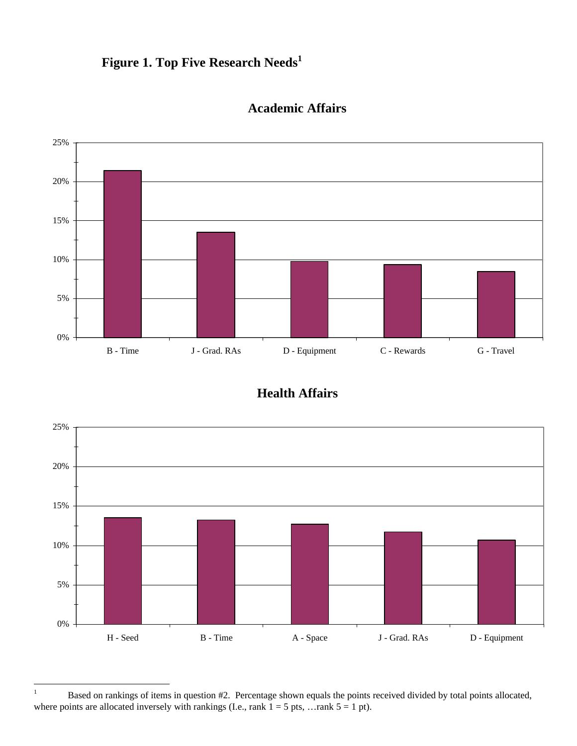**Figure 1. Top Five Research Needs**[1]

**Academic Affairs**

| Need | Percentage |
|---|---|
| B - Time | ~21% |
| J - Grad. RAs | ~13.5% |
| D - Equipment | ~10% |
| C - Rewards | ~9.5% |
| G - Travel | ~8.5% |

**Health Affairs**

| Need | Percentage |
|---|---|
| H - Seed | ~13.5% |
| B - Time | ~13% |
| A - Space | ~12.5% |
| J - Grad. RAs | ~11.5% |
| D - Equipment | ~10.5% |

[1] Based on rankings of items in question #2. Percentage shown equals the points received divided by total points allocated, where points are allocated inversely with rankings (I.e., rank 1 = 5 pts, …rank 5 = 1 pt).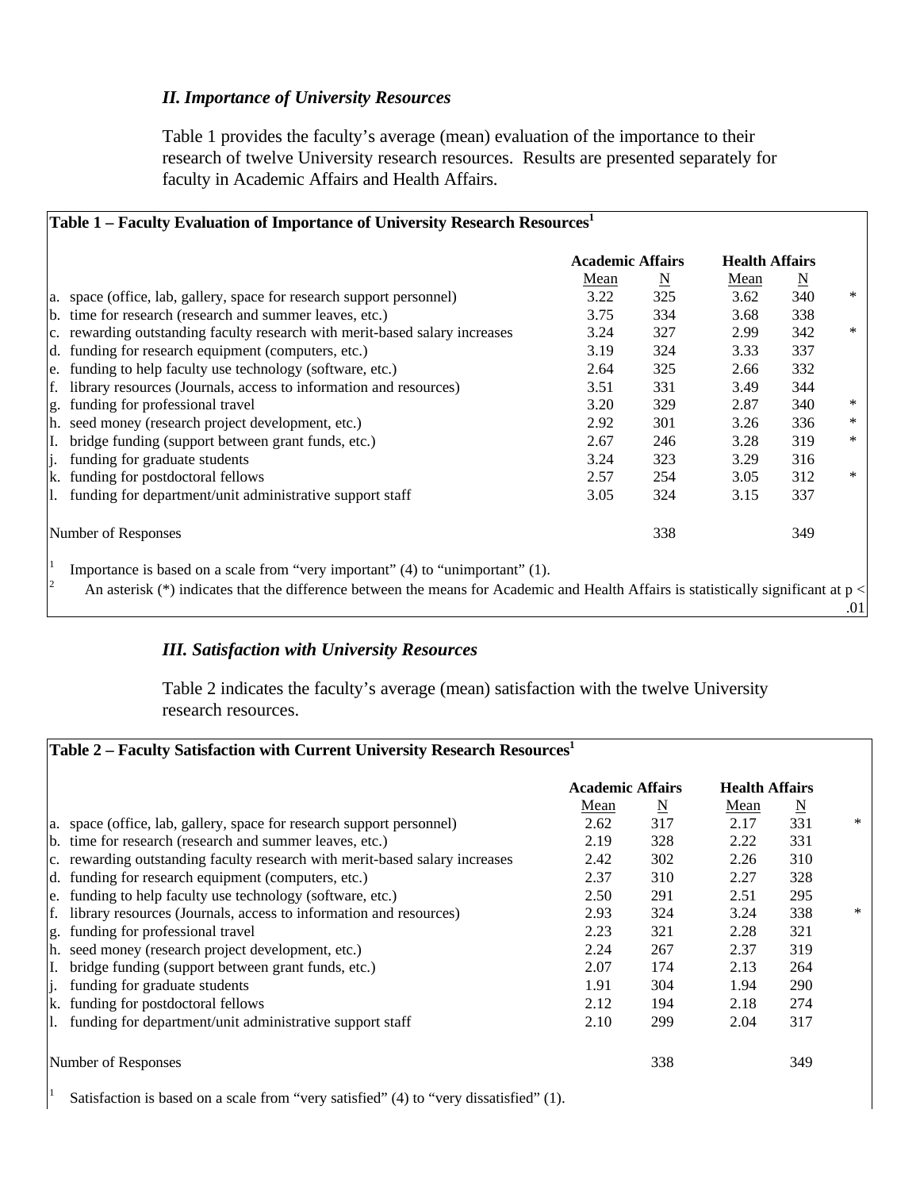### *II. Importance of University Resources*

Table 1 provides the faculty's average (mean) evaluation of the importance to their research of twelve University research resources. Results are presented separately for faculty in Academic Affairs and Health Affairs.

**Table 1 – Faculty Evaluation of Importance of University Research Resources[1]**

| | Academic Affairs | | Health Affairs | | |
|---|---|---|---|---|---|
| | Mean | N | Mean | N | |
| a. space (office, lab, gallery, space for research support personnel) | 3.22 | 325 | 3.62 | 340 | * |
| b. time for research (research and summer leaves, etc.) | 3.75 | 334 | 3.68 | 338 | |
| c. rewarding outstanding faculty research with merit-based salary increases | 3.24 | 327 | 2.99 | 342 | * |
| d. funding for research equipment (computers, etc.) | 3.19 | 324 | 3.33 | 337 | |
| e. funding to help faculty use technology (software, etc.) | 2.64 | 325 | 2.66 | 332 | |
| f. library resources (Journals, access to information and resources) | 3.51 | 331 | 3.49 | 344 | |
| g. funding for professional travel | 3.20 | 329 | 2.87 | 340 | * |
| h. seed money (research project development, etc.) | 2.92 | 301 | 3.26 | 336 | * |
| I. bridge funding (support between grant funds, etc.) | 2.67 | 246 | 3.28 | 319 | * |
| j. funding for graduate students | 3.24 | 323 | 3.29 | 316 | |
| k. funding for postdoctoral fellows | 2.57 | 254 | 3.05 | 312 | * |
| l. funding for department/unit administrative support staff | 3.05 | 324 | 3.15 | 337 | |
| Number of Responses | | 338 | | 349 | |

[1] Importance is based on a scale from "very important" (4) to "unimportant" (1).

[2] An asterisk (*) indicates that the difference between the means for Academic and Health Affairs is statistically significant at $p < .01$

### *III. Satisfaction with University Resources*

Table 2 indicates the faculty's average (mean) satisfaction with the twelve University research resources.

**Table 2 – Faculty Satisfaction with Current University Research Resources[1]**

| | Academic Affairs | | Health Affairs | | |
|---|---|---|---|---|---|
| | Mean | N | Mean | N | |
| a. space (office, lab, gallery, space for research support personnel) | 2.62 | 317 | 2.17 | 331 | * |
| b. time for research (research and summer leaves, etc.) | 2.19 | 328 | 2.22 | 331 | |
| c. rewarding outstanding faculty research with merit-based salary increases | 2.42 | 302 | 2.26 | 310 | |
| d. funding for research equipment (computers, etc.) | 2.37 | 310 | 2.27 | 328 | |
| e. funding to help faculty use technology (software, etc.) | 2.50 | 291 | 2.51 | 295 | |
| f. library resources (Journals, access to information and resources) | 2.93 | 324 | 3.24 | 338 | * |
| g. funding for professional travel | 2.23 | 321 | 2.28 | 321 | |
| h. seed money (research project development, etc.) | 2.24 | 267 | 2.37 | 319 | |
| I. bridge funding (support between grant funds, etc.) | 2.07 | 174 | 2.13 | 264 | |
| j. funding for graduate students | 1.91 | 304 | 1.94 | 290 | |
| k. funding for postdoctoral fellows | 2.12 | 194 | 2.18 | 274 | |
| l. funding for department/unit administrative support staff | 2.10 | 299 | 2.04 | 317 | |
| Number of Responses | | 338 | | 349 | |

[1] Satisfaction is based on a scale from "very satisfied" (4) to "very dissatisfied" (1).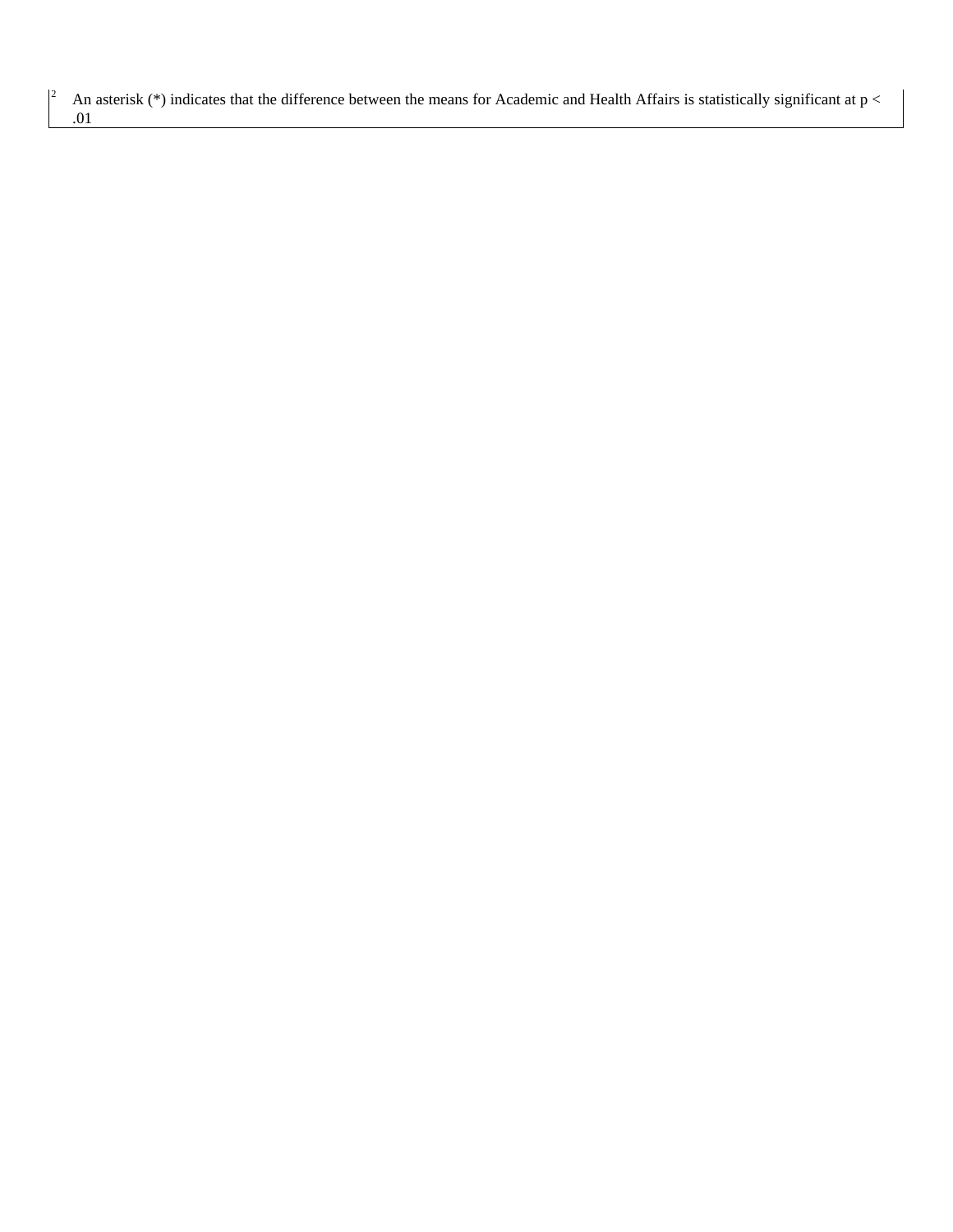[2] An asterisk (*) indicates that the difference between the means for Academic and Health Affairs is statistically significant at $p < .01$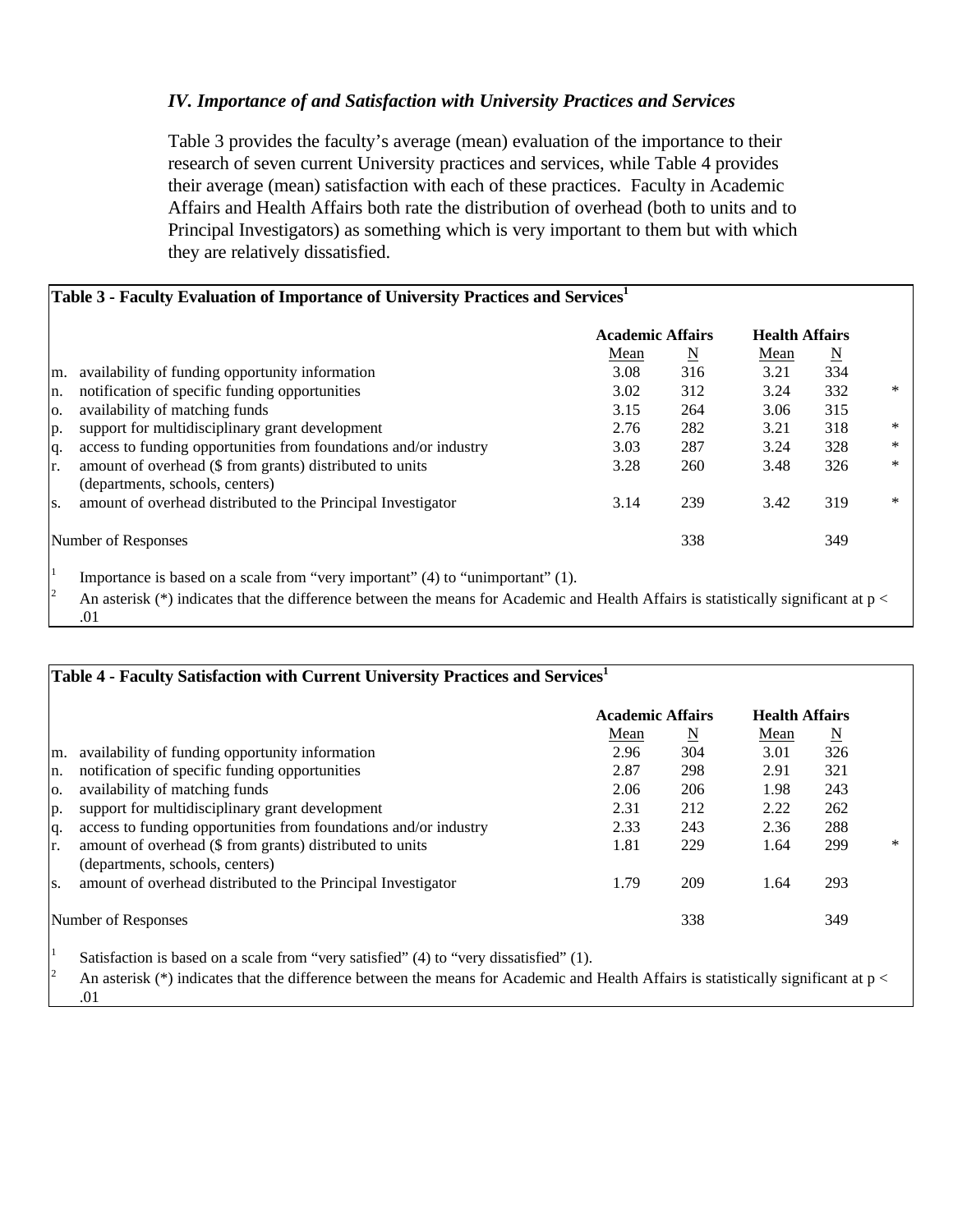### *IV. Importance of and Satisfaction with University Practices and Services*

Table 3 provides the faculty's average (mean) evaluation of the importance to their research of seven current University practices and services, while Table 4 provides their average (mean) satisfaction with each of these practices. Faculty in Academic Affairs and Health Affairs both rate the distribution of overhead (both to units and to Principal Investigators) as something which is very important to them but with which they are relatively dissatisfied.

**Table 3 - Faculty Evaluation of Importance of University Practices and Services[1]**

| | | Academic Affairs | | Health Affairs | | |
|---|---|---|---|---|---|---|
| | | Mean | N | Mean | N | |
| m. | availability of funding opportunity information | 3.08 | 316 | 3.21 | 334 | |
| n. | notification of specific funding opportunities | 3.02 | 312 | 3.24 | 332 | * |
| o. | availability of matching funds | 3.15 | 264 | 3.06 | 315 | |
| p. | support for multidisciplinary grant development | 2.76 | 282 | 3.21 | 318 | * |
| q. | access to funding opportunities from foundations and/or industry | 3.03 | 287 | 3.24 | 328 | * |
| r. | amount of overhead ($ from grants) distributed to units (departments, schools, centers) | 3.28 | 260 | 3.48 | 326 | * |
| s. | amount of overhead distributed to the Principal Investigator | 3.14 | 239 | 3.42 | 319 | * |
| | Number of Responses | | 338 | | 349 | |

[1] Importance is based on a scale from "very important" (4) to "unimportant" (1).

[2] An asterisk (*) indicates that the difference between the means for Academic and Health Affairs is statistically significant at $p < .01$

**Table 4 - Faculty Satisfaction with Current University Practices and Services[1]**

| | | Academic Affairs | | Health Affairs | | |
|---|---|---|---|---|---|---|
| | | Mean | N | Mean | N | |
| m. | availability of funding opportunity information | 2.96 | 304 | 3.01 | 326 | |
| n. | notification of specific funding opportunities | 2.87 | 298 | 2.91 | 321 | |
| o. | availability of matching funds | 2.06 | 206 | 1.98 | 243 | |
| p. | support for multidisciplinary grant development | 2.31 | 212 | 2.22 | 262 | |
| q. | access to funding opportunities from foundations and/or industry | 2.33 | 243 | 2.36 | 288 | |
| r. | amount of overhead ($ from grants) distributed to units (departments, schools, centers) | 1.81 | 229 | 1.64 | 299 | * |
| s. | amount of overhead distributed to the Principal Investigator | 1.79 | 209 | 1.64 | 293 | |
| | Number of Responses | | 338 | | 349 | |

[1] Satisfaction is based on a scale from "very satisfied" (4) to "very dissatisfied" (1).

[2] An asterisk (*) indicates that the difference between the means for Academic and Health Affairs is statistically significant at $p < .01$